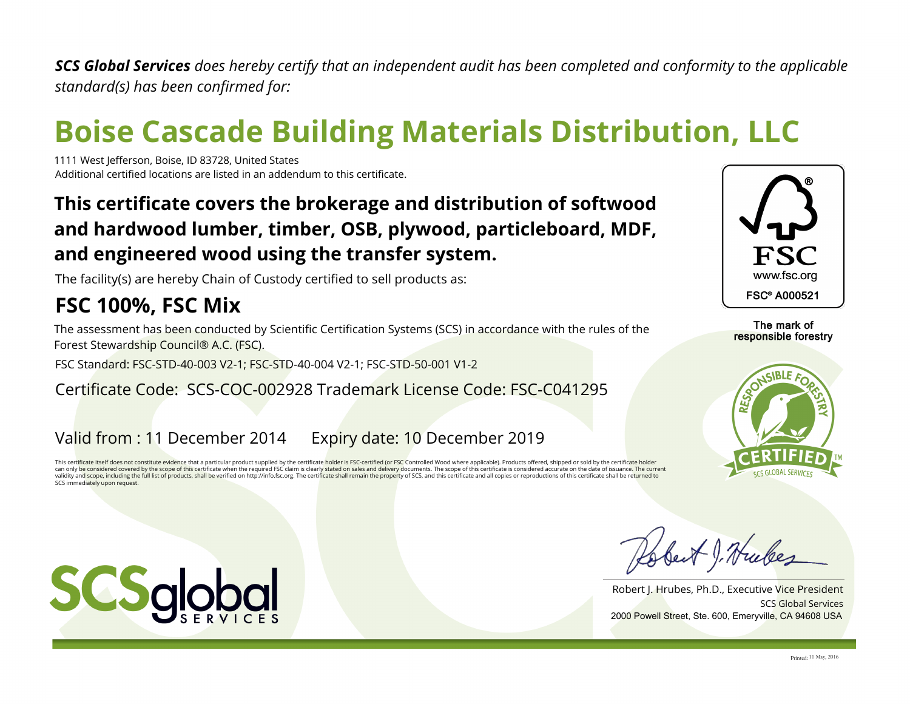***SCS Global Services*** *does hereby certify that an independent audit has been completed and conformity to the applicable standard(s) has been confirmed for:*

# Boise Cascade Building Materials Distribution, LLC

1111 West Jefferson, Boise, ID 83728, United States
Additional certified locations are listed in an addendum to this certificate.

## This certificate covers the brokerage and distribution of softwood and hardwood lumber, timber, OSB, plywood, particleboard, MDF, and engineered wood using the transfer system.

The facility(s) are hereby Chain of Custody certified to sell products as:

## FSC 100%, FSC Mix

The assessment has been conducted by Scientific Certification Systems (SCS) in accordance with the rules of the Forest Stewardship Council® A.C. (FSC).

FSC Standard: FSC-STD-40-003 V2-1; FSC-STD-40-004 V2-1; FSC-STD-50-001 V1-2

Certificate Code: SCS-COC-002928 Trademark License Code: FSC-C041295

Valid from : 11 December 2014 Expiry date: 10 December 2019

This certificate itself does not constitute evidence that a particular product supplied by the certificate holder is FSC-certified (or FSC Controlled Wood where applicable). Products offered, shipped or sold by the certificate holder can only be considered covered by the scope of this certificate when the required FSC claim is clearly stated on sales and delivery documents. The scope of this certificate is considered accurate on the date of issuance. The current validity and scope, including the full list of products, shall be verified on http://info.fsc.org. The certificate shall remain the property of SCS, and this certificate and all copies or reproductions of this certificate shall be returned to SCS immediately upon request.

FSC
www.fsc.org
FSC® A000521

The mark of responsible forestry

RESPONSIBLE FORESTRY CERTIFIED™ SCS GLOBAL SERVICES

SCS global SERVICES

Robert J. Hrubes, Ph.D., Executive Vice President
SCS Global Services
2000 Powell Street, Ste. 600, Emeryville, CA 94608 USA

Printed: 11 May, 2016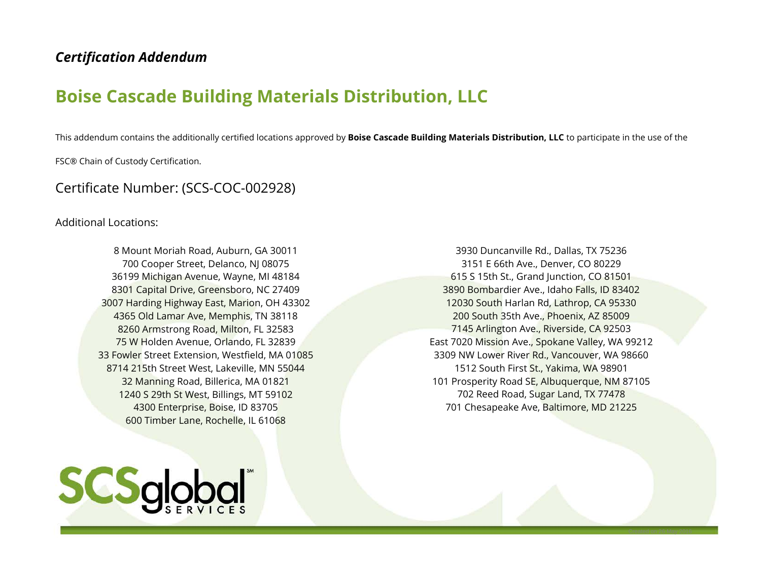*Certification Addendum*

## Boise Cascade Building Materials Distribution, LLC

This addendum contains the additionally certified locations approved by **Boise Cascade Building Materials Distribution, LLC** to participate in the use of the FSC® Chain of Custody Certification.

Certificate Number: (SCS-COC-002928)

Additional Locations:

8 Mount Moriah Road, Auburn, GA 30011
700 Cooper Street, Delanco, NJ 08075
36199 Michigan Avenue, Wayne, MI 48184
8301 Capital Drive, Greensboro, NC 27409
3007 Harding Highway East, Marion, OH 43302
4365 Old Lamar Ave, Memphis, TN 38118
8260 Armstrong Road, Milton, FL 32583
75 W Holden Avenue, Orlando, FL 32839
33 Fowler Street Extension, Westfield, MA 01085
8714 215th Street West, Lakeville, MN 55044
32 Manning Road, Billerica, MA 01821
1240 S 29th St West, Billings, MT 59102
4300 Enterprise, Boise, ID 83705
600 Timber Lane, Rochelle, IL 61068

3930 Duncanville Rd., Dallas, TX 75236
3151 E 66th Ave., Denver, CO 80229
615 S 15th St., Grand Junction, CO 81501
3890 Bombardier Ave., Idaho Falls, ID 83402
12030 South Harlan Rd, Lathrop, CA 95330
200 South 35th Ave., Phoenix, AZ 85009
7145 Arlington Ave., Riverside, CA 92503
East 7020 Mission Ave., Spokane Valley, WA 99212
3309 NW Lower River Rd., Vancouver, WA 98660
1512 South First St., Yakima, WA 98901
101 Prosperity Road SE, Albuquerque, NM 87105
702 Reed Road, Sugar Land, TX 77478
701 Chesapeake Ave, Baltimore, MD 21225